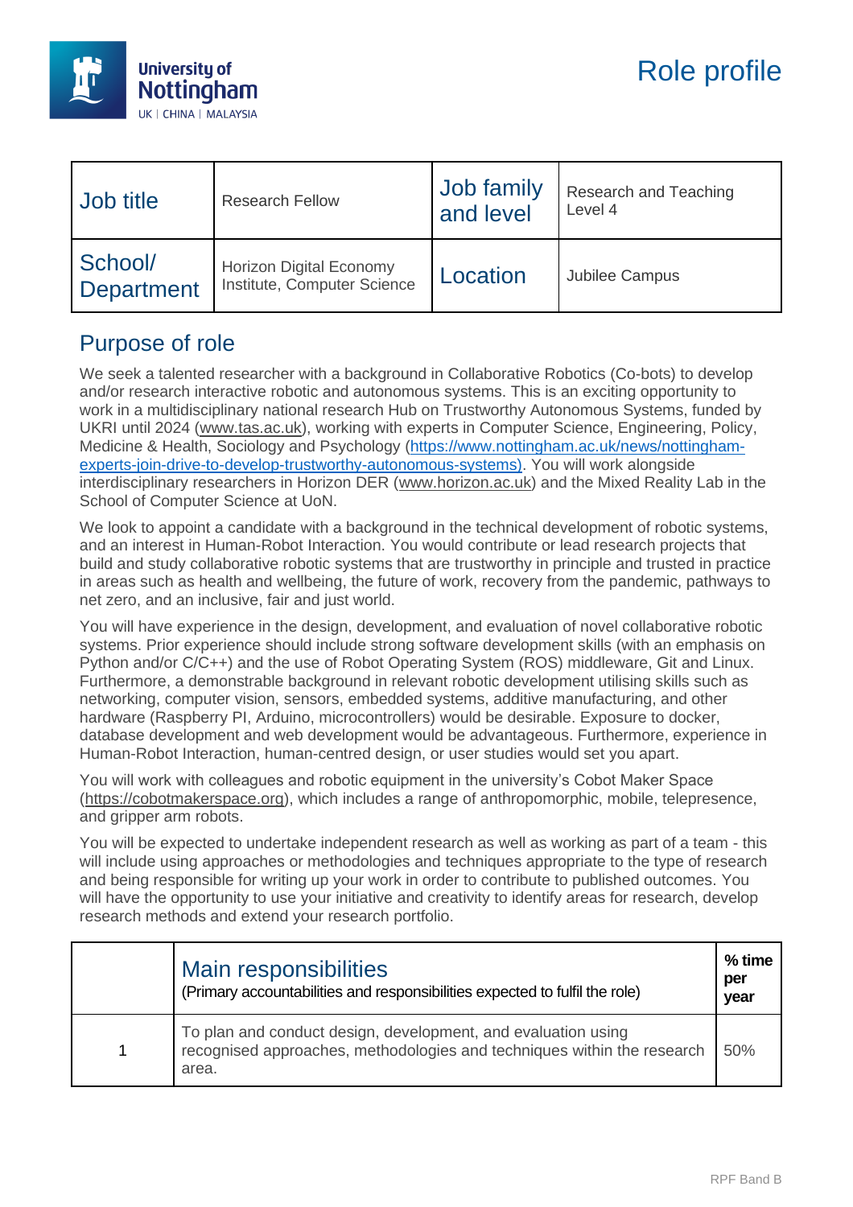# Role profile

| Job title | Research Fellow | Job family and level | Research and Teaching Level 4 |
|---|---|---|---|
| School/ Department | Horizon Digital Economy Institute, Computer Science | Location | Jubilee Campus |

## Purpose of role

We seek a talented researcher with a background in Collaborative Robotics (Co-bots) to develop and/or research interactive robotic and autonomous systems. This is an exciting opportunity to work in a multidisciplinary national research Hub on Trustworthy Autonomous Systems, funded by UKRI until 2024 (www.tas.ac.uk), working with experts in Computer Science, Engineering, Policy, Medicine & Health, Sociology and Psychology (https://www.nottingham.ac.uk/news/nottingham-experts-join-drive-to-develop-trustworthy-autonomous-systems). You will work alongside interdisciplinary researchers in Horizon DER (www.horizon.ac.uk) and the Mixed Reality Lab in the School of Computer Science at UoN.

We look to appoint a candidate with a background in the technical development of robotic systems, and an interest in Human-Robot Interaction. You would contribute or lead research projects that build and study collaborative robotic systems that are trustworthy in principle and trusted in practice in areas such as health and wellbeing, the future of work, recovery from the pandemic, pathways to net zero, and an inclusive, fair and just world.

You will have experience in the design, development, and evaluation of novel collaborative robotic systems. Prior experience should include strong software development skills (with an emphasis on Python and/or C/C++) and the use of Robot Operating System (ROS) middleware, Git and Linux. Furthermore, a demonstrable background in relevant robotic development utilising skills such as networking, computer vision, sensors, embedded systems, additive manufacturing, and other hardware (Raspberry PI, Arduino, microcontrollers) would be desirable. Exposure to docker, database development and web development would be advantageous. Furthermore, experience in Human-Robot Interaction, human-centred design, or user studies would set you apart.

You will work with colleagues and robotic equipment in the university's Cobot Maker Space (https://cobotmakerspace.org), which includes a range of anthropomorphic, mobile, telepresence, and gripper arm robots.

You will be expected to undertake independent research as well as working as part of a team - this will include using approaches or methodologies and techniques appropriate to the type of research and being responsible for writing up your work in order to contribute to published outcomes. You will have the opportunity to use your initiative and creativity to identify areas for research, develop research methods and extend your research portfolio.

| | Main responsibilities (Primary accountabilities and responsibilities expected to fulfil the role) | % time per year |
|---|---|---|
| 1 | To plan and conduct design, development, and evaluation using recognised approaches, methodologies and techniques within the research area. | 50% |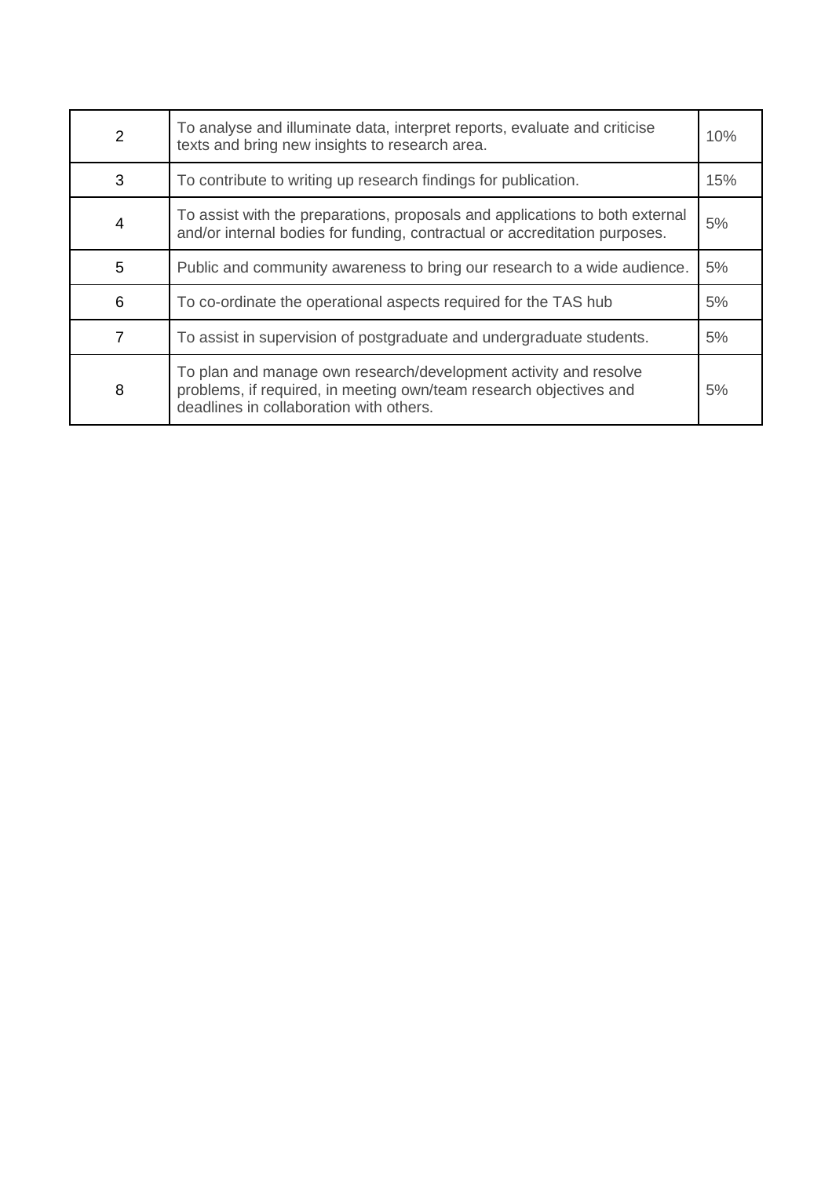| | | |
|---|---|---|
| 2 | To analyse and illuminate data, interpret reports, evaluate and criticise texts and bring new insights to research area. | 10% |
| 3 | To contribute to writing up research findings for publication. | 15% |
| 4 | To assist with the preparations, proposals and applications to both external and/or internal bodies for funding, contractual or accreditation purposes. | 5% |
| 5 | Public and community awareness to bring our research to a wide audience. | 5% |
| 6 | To co-ordinate the operational aspects required for the TAS hub | 5% |
| 7 | To assist in supervision of postgraduate and undergraduate students. | 5% |
| 8 | To plan and manage own research/development activity and resolve problems, if required, in meeting own/team research objectives and deadlines in collaboration with others. | 5% |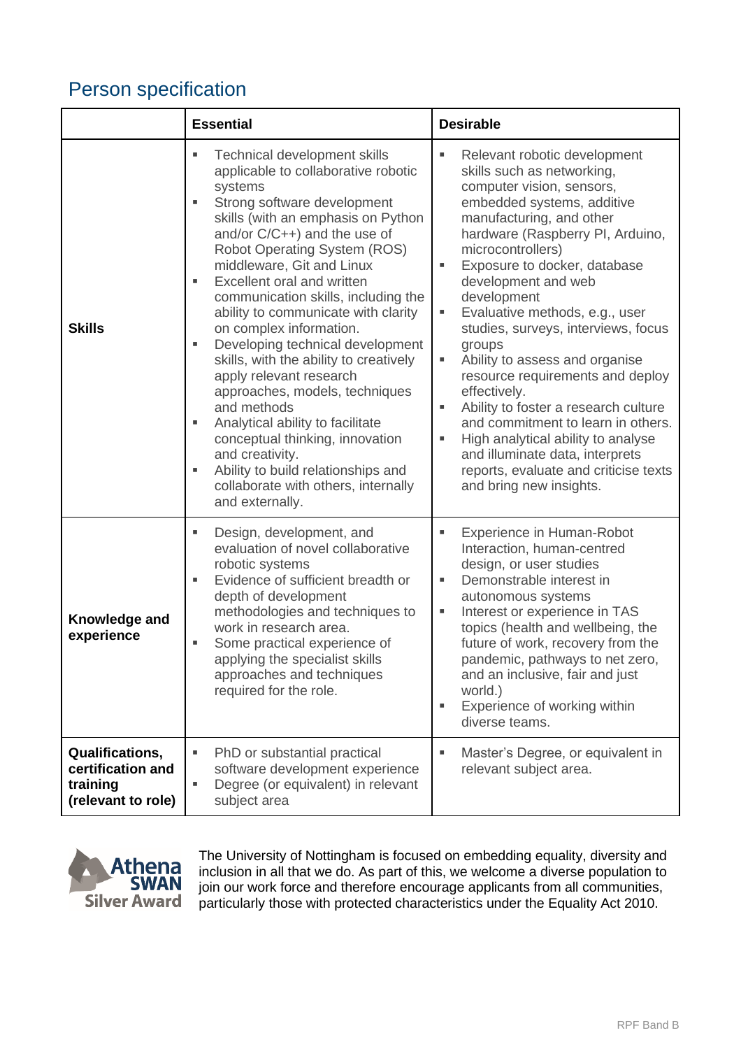## Person specification

| | Essential | Desirable |
|---|---|---|
| **Skills** | ▪ Technical development skills applicable to collaborative robotic systems<br>▪ Strong software development skills (with an emphasis on Python and/or C/C++) and the use of Robot Operating System (ROS) middleware, Git and Linux<br>▪ Excellent oral and written communication skills, including the ability to communicate with clarity on complex information.<br>▪ Developing technical development skills, with the ability to creatively apply relevant research approaches, models, techniques and methods<br>▪ Analytical ability to facilitate conceptual thinking, innovation and creativity.<br>▪ Ability to build relationships and collaborate with others, internally and externally. | ▪ Relevant robotic development skills such as networking, computer vision, sensors, embedded systems, additive manufacturing, and other hardware (Raspberry PI, Arduino, microcontrollers)<br>▪ Exposure to docker, database development and web development<br>▪ Evaluative methods, e.g., user studies, surveys, interviews, focus groups<br>▪ Ability to assess and organise resource requirements and deploy effectively.<br>▪ Ability to foster a research culture and commitment to learn in others.<br>▪ High analytical ability to analyse and illuminate data, interprets reports, evaluate and criticise texts and bring new insights. |
| **Knowledge and experience** | ▪ Design, development, and evaluation of novel collaborative robotic systems<br>▪ Evidence of sufficient breadth or depth of development methodologies and techniques to work in research area.<br>▪ Some practical experience of applying the specialist skills approaches and techniques required for the role. | ▪ Experience in Human-Robot Interaction, human-centred design, or user studies<br>▪ Demonstrable interest in autonomous systems<br>▪ Interest or experience in TAS topics (health and wellbeing, the future of work, recovery from the pandemic, pathways to net zero, and an inclusive, fair and just world.)<br>▪ Experience of working within diverse teams. |
| **Qualifications, certification and training (relevant to role)** | ▪ PhD or substantial practical software development experience<br>▪ Degree (or equivalent) in relevant subject area | ▪ Master's Degree, or equivalent in relevant subject area. |

Athena SWAN Silver Award

The University of Nottingham is focused on embedding equality, diversity and inclusion in all that we do. As part of this, we welcome a diverse population to join our work force and therefore encourage applicants from all communities, particularly those with protected characteristics under the Equality Act 2010.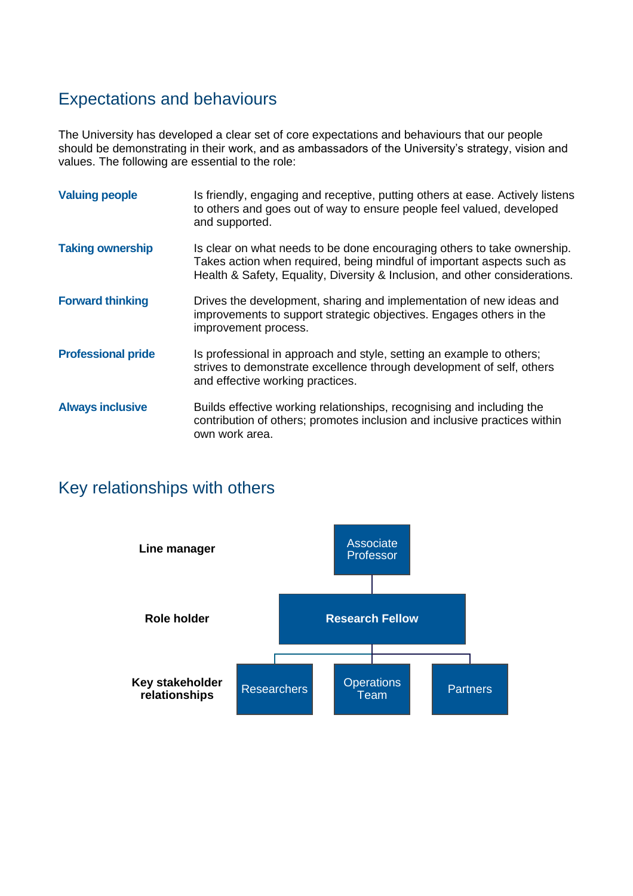## Expectations and behaviours

The University has developed a clear set of core expectations and behaviours that our people should be demonstrating in their work, and as ambassadors of the University's strategy, vision and values. The following are essential to the role:

| | |
|---|---|
| **Valuing people** | Is friendly, engaging and receptive, putting others at ease. Actively listens to others and goes out of way to ensure people feel valued, developed and supported. |
| **Taking ownership** | Is clear on what needs to be done encouraging others to take ownership. Takes action when required, being mindful of important aspects such as Health & Safety, Equality, Diversity & Inclusion, and other considerations. |
| **Forward thinking** | Drives the development, sharing and implementation of new ideas and improvements to support strategic objectives. Engages others in the improvement process. |
| **Professional pride** | Is professional in approach and style, setting an example to others; strives to demonstrate excellence through development of self, others and effective working practices. |
| **Always inclusive** | Builds effective working relationships, recognising and including the contribution of others; promotes inclusion and inclusive practices within own work area. |

## Key relationships with others

**Line manager**

Associate Professor

**Role holder**

**Research Fellow**

**Key stakeholder relationships**

Researchers

Operations Team

Partners